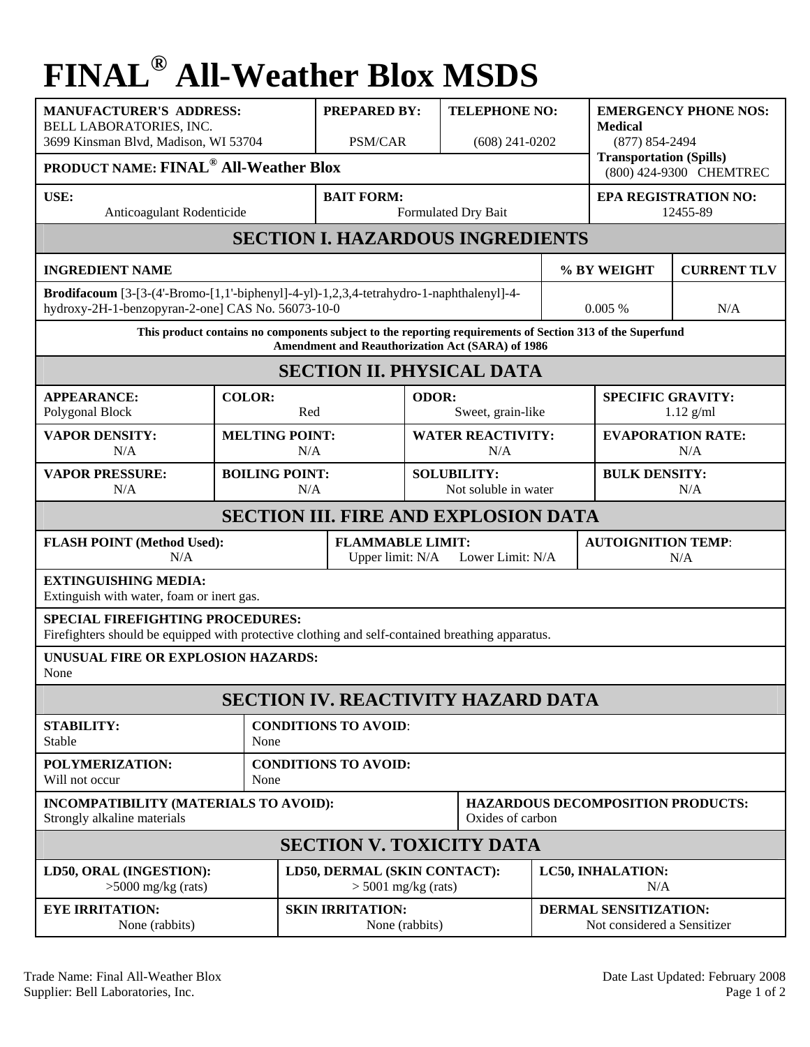# FINAL® All-Weather Blox MSDS

| MANUFACTURER'S ADDRESS: | PREPARED BY: | TELEPHONE NO: | EMERGENCY PHONE NOS: |
|---|---|---|---|
| BELL LABORATORIES, INC. 3699 Kinsman Blvd, Madison, WI 53704 | PSM/CAR | (608) 241-0202 | **Medical** (877) 854-2494 |
| **PRODUCT NAME: FINAL® All-Weather Blox** | | | **Transportation (Spills)** (800) 424-9300 CHEMTREC |
| **USE:** Anticoagulant Rodenticide | **BAIT FORM:** Formulated Dry Bait | | **EPA REGISTRATION NO:** 12455-89 |

## SECTION I. HAZARDOUS INGREDIENTS

| INGREDIENT NAME | % BY WEIGHT | CURRENT TLV |
|---|---|---|
| **Brodifacoum** [3-[3-(4'-Bromo-[1,1'-biphenyl]-4-yl)-1,2,3,4-tetrahydro-1-naphthalenyl]-4-hydroxy-2H-1-benzopyran-2-one] CAS No. 56073-10-0 | 0.005 % | N/A |

**This product contains no components subject to the reporting requirements of Section 313 of the Superfund Amendment and Reauthorization Act (SARA) of 1986**

## SECTION II. PHYSICAL DATA

| APPEARANCE: | COLOR: | ODOR: | SPECIFIC GRAVITY: |
|---|---|---|---|
| Polygonal Block | Red | Sweet, grain-like | 1.12 g/ml |
| **VAPOR DENSITY:** N/A | **MELTING POINT:** N/A | **WATER REACTIVITY:** N/A | **EVAPORATION RATE:** N/A |
| **VAPOR PRESSURE:** N/A | **BOILING POINT:** N/A | **SOLUBILITY:** Not soluble in water | **BULK DENSITY:** N/A |

## SECTION III. FIRE AND EXPLOSION DATA

| FLASH POINT (Method Used): | FLAMMABLE LIMIT: | AUTOIGNITION TEMP: |
|---|---|---|
| N/A | Upper limit: N/A Lower Limit: N/A | N/A |

**EXTINGUISHING MEDIA:**
Extinguish with water, foam or inert gas.

**SPECIAL FIREFIGHTING PROCEDURES:**
Firefighters should be equipped with protective clothing and self-contained breathing apparatus.

**UNUSUAL FIRE OR EXPLOSION HAZARDS:**
None

## SECTION IV. REACTIVITY HAZARD DATA

| STABILITY: | CONDITIONS TO AVOID: |
|---|---|
| Stable | None |
| **POLYMERIZATION:** Will not occur | **CONDITIONS TO AVOID:** None |

| INCOMPATIBILITY (MATERIALS TO AVOID): | HAZARDOUS DECOMPOSITION PRODUCTS: |
|---|---|
| Strongly alkaline materials | Oxides of carbon |

## SECTION V. TOXICITY DATA

| LD50, ORAL (INGESTION): | LD50, DERMAL (SKIN CONTACT): | LC50, INHALATION: |
|---|---|---|
| >5000 mg/kg (rats) | > 5001 mg/kg (rats) | N/A |
| **EYE IRRITATION:** None (rabbits) | **SKIN IRRITATION:** None (rabbits) | **DERMAL SENSITIZATION:** Not considered a Sensitizer |

Trade Name: Final All-Weather Blox
Supplier: Bell Laboratories, Inc.

Date Last Updated: February 2008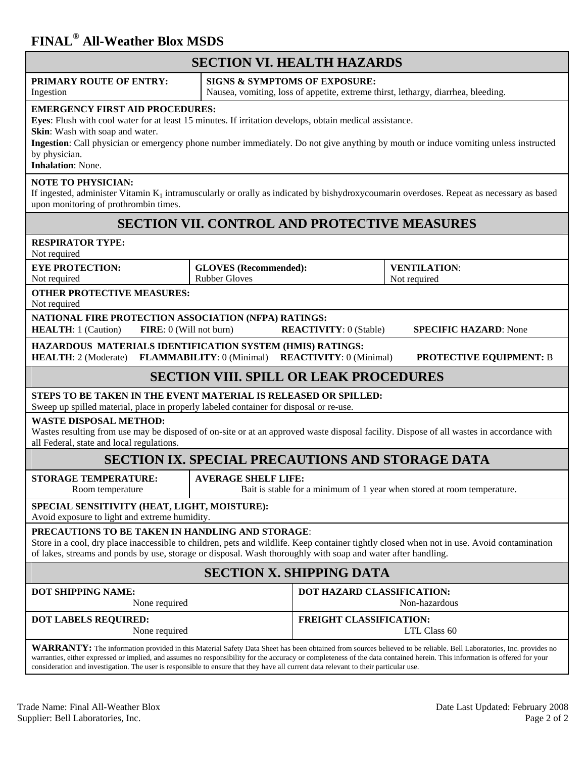# FINAL® All-Weather Blox MSDS

## SECTION VI. HEALTH HAZARDS

**PRIMARY ROUTE OF ENTRY:**
Ingestion

**SIGNS & SYMPTOMS OF EXPOSURE:**
Nausea, vomiting, loss of appetite, extreme thirst, lethargy, diarrhea, bleeding.

**EMERGENCY FIRST AID PROCEDURES:**
**Eyes**: Flush with cool water for at least 15 minutes. If irritation develops, obtain medical assistance.
**Skin**: Wash with soap and water.
**Ingestion**: Call physician or emergency phone number immediately. Do not give anything by mouth or induce vomiting unless instructed by physician.
**Inhalation**: None.

**NOTE TO PHYSICIAN:**
If ingested, administer Vitamin $K_1$ intramuscularly or orally as indicated by bishydroxycoumarin overdoses. Repeat as necessary as based upon monitoring of prothrombin times.

## SECTION VII. CONTROL AND PROTECTIVE MEASURES

**RESPIRATOR TYPE:**
Not required

| EYE PROTECTION: | GLOVES (Recommended): | VENTILATION: |
|---|---|---|
| Not required | Rubber Gloves | Not required |

**OTHER PROTECTIVE MEASURES:**
Not required

**NATIONAL FIRE PROTECTION ASSOCIATION (NFPA) RATINGS:**
**HEALTH**: 1 (Caution) **FIRE**: 0 (Will not burn) **REACTIVITY**: 0 (Stable) **SPECIFIC HAZARD**: None

**HAZARDOUS MATERIALS IDENTIFICATION SYSTEM (HMIS) RATINGS:**
**HEALTH**: 2 (Moderate) **FLAMMABILITY**: 0 (Minimal) **REACTIVITY**: 0 (Minimal) **PROTECTIVE EQUIPMENT:** B

## SECTION VIII. SPILL OR LEAK PROCEDURES

**STEPS TO BE TAKEN IN THE EVENT MATERIAL IS RELEASED OR SPILLED:**
Sweep up spilled material, place in properly labeled container for disposal or re-use.

**WASTE DISPOSAL METHOD:**
Wastes resulting from use may be disposed of on-site or at an approved waste disposal facility. Dispose of all wastes in accordance with all Federal, state and local regulations.

## SECTION IX. SPECIAL PRECAUTIONS AND STORAGE DATA

| STORAGE TEMPERATURE: | AVERAGE SHELF LIFE: |
|---|---|
| Room temperature | Bait is stable for a minimum of 1 year when stored at room temperature. |

**SPECIAL SENSITIVITY (HEAT, LIGHT, MOISTURE):**
Avoid exposure to light and extreme humidity.

**PRECAUTIONS TO BE TAKEN IN HANDLING AND STORAGE**:
Store in a cool, dry place inaccessible to children, pets and wildlife. Keep container tightly closed when not in use. Avoid contamination of lakes, streams and ponds by use, storage or disposal. Wash thoroughly with soap and water after handling.

## SECTION X. SHIPPING DATA

| DOT SHIPPING NAME: | DOT HAZARD CLASSIFICATION: |
|---|---|
| None required | Non-hazardous |
| **DOT LABELS REQUIRED:** | **FREIGHT CLASSIFICATION:** |
| None required | LTL Class 60 |

**WARRANTY:** The information provided in this Material Safety Data Sheet has been obtained from sources believed to be reliable. Bell Laboratories, Inc. provides no warranties, either expressed or implied, and assumes no responsibility for the accuracy or completeness of the data contained herein. This information is offered for your consideration and investigation. The user is responsible to ensure that they have all current data relevant to their particular use.

Trade Name: Final All-Weather Blox
Supplier: Bell Laboratories, Inc.

Date Last Updated: February 2008